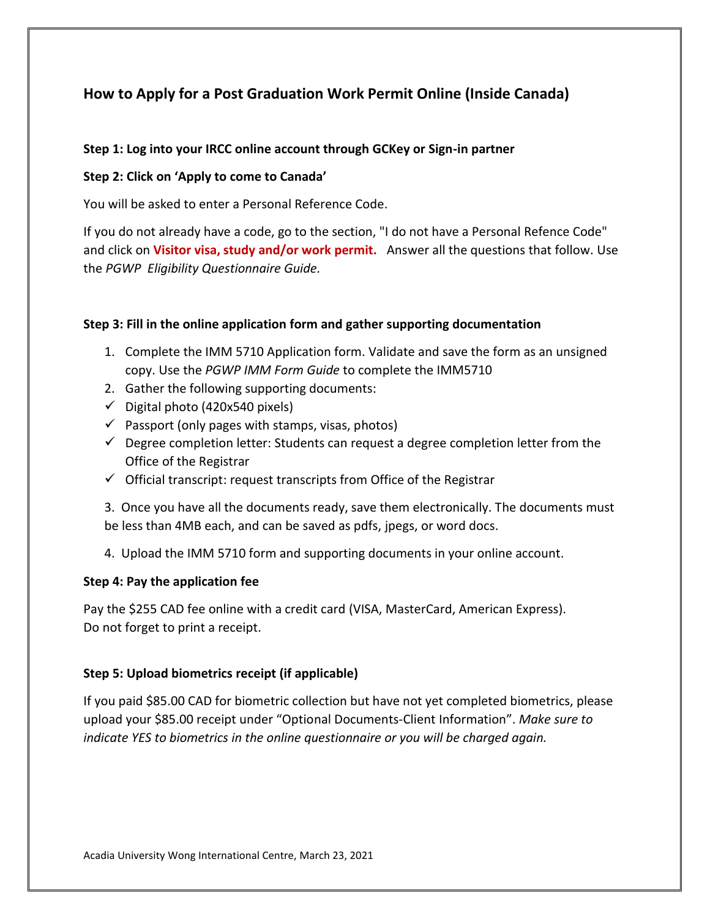# How to Apply for a Post Graduation Work Permit Online (Inside Canada)

**Step 1: Log into your IRCC online account through GCKey or Sign-in partner**

**Step 2: Click on 'Apply to come to Canada'**

You will be asked to enter a Personal Reference Code.

If you do not already have a code, go to the section, "I do not have a Personal Refence Code" and click on **Visitor visa, study and/or work permit.** Answer all the questions that follow. Use the *PGWP Eligibility Questionnaire Guide*.

**Step 3: Fill in the online application form and gather supporting documentation**

1. Complete the IMM 5710 Application form. Validate and save the form as an unsigned copy. Use the *PGWP IMM Form Guide* to complete the IMM5710
2. Gather the following supporting documents:
   - ✓ Digital photo (420x540 pixels)
   - ✓ Passport (only pages with stamps, visas, photos)
   - ✓ Degree completion letter: Students can request a degree completion letter from the Office of the Registrar
   - ✓ Official transcript: request transcripts from Office of the Registrar
3. Once you have all the documents ready, save them electronically. The documents must be less than 4MB each, and can be saved as pdfs, jpegs, or word docs.
4. Upload the IMM 5710 form and supporting documents in your online account.

**Step 4: Pay the application fee**

Pay the $255 CAD fee online with a credit card (VISA, MasterCard, American Express).
Do not forget to print a receipt.

**Step 5: Upload biometrics receipt (if applicable)**

If you paid $85.00 CAD for biometric collection but have not yet completed biometrics, please upload your $85.00 receipt under "Optional Documents-Client Information". *Make sure to indicate YES to biometrics in the online questionnaire or you will be charged again.*

Acadia University Wong International Centre, March 23, 2021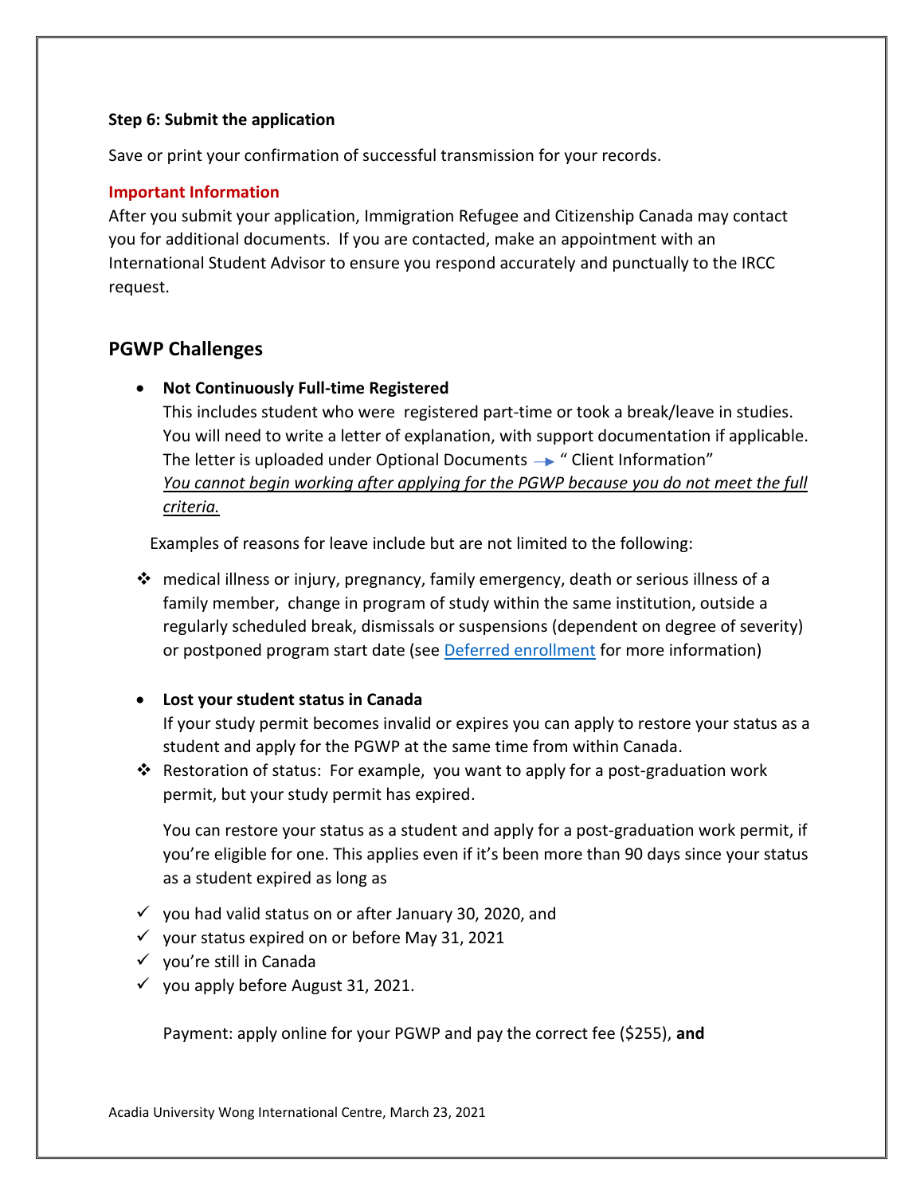**Step 6: Submit the application**

Save or print your confirmation of successful transmission for your records.

**Important Information**

After you submit your application, Immigration Refugee and Citizenship Canada may contact you for additional documents. If you are contacted, make an appointment with an International Student Advisor to ensure you respond accurately and punctually to the IRCC request.

## PGWP Challenges

- **Not Continuously Full-time Registered**
  This includes student who were registered part-time or took a break/leave in studies. You will need to write a letter of explanation, with support documentation if applicable. The letter is uploaded under Optional Documents → " Client Information"
  *You cannot begin working after applying for the PGWP because you do not meet the full criteria.*

Examples of reasons for leave include but are not limited to the following:

- medical illness or injury, pregnancy, family emergency, death or serious illness of a family member, change in program of study within the same institution, outside a regularly scheduled break, dismissals or suspensions (dependent on degree of severity) or postponed program start date (see [Deferred enrollment]() for more information)

- **Lost your student status in Canada**
  If your study permit becomes invalid or expires you can apply to restore your status as a student and apply for the PGWP at the same time from within Canada.
- Restoration of status: For example, you want to apply for a post-graduation work permit, but your study permit has expired.

  You can restore your status as a student and apply for a post-graduation work permit, if you're eligible for one. This applies even if it's been more than 90 days since your status as a student expired as long as

- ✓ you had valid status on or after January 30, 2020, and
- ✓ your status expired on or before May 31, 2021
- ✓ you're still in Canada
- ✓ you apply before August 31, 2021.

Payment: apply online for your PGWP and pay the correct fee ($255), **and**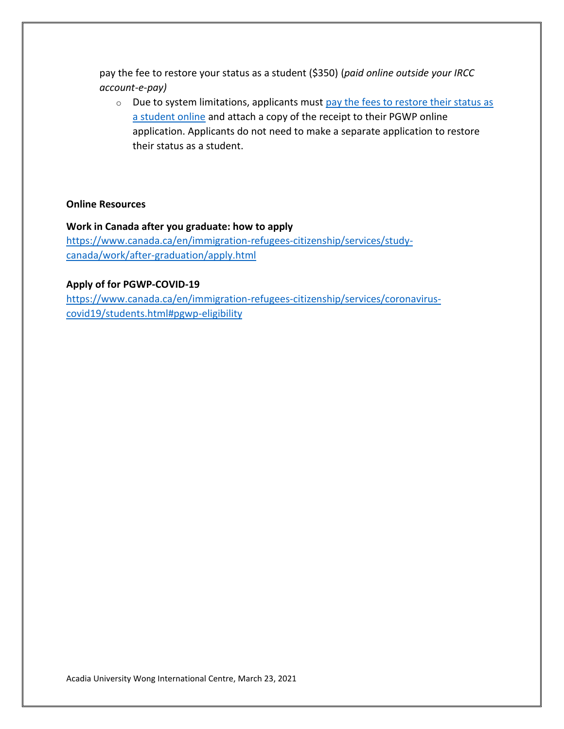pay the fee to restore your status as a student ($350) (*paid online outside your IRCC account-e-pay)*

- Due to system limitations, applicants must [pay the fees to restore their status as a student online]() and attach a copy of the receipt to their PGWP online application. Applicants do not need to make a separate application to restore their status as a student.

**Online Resources**

**Work in Canada after you graduate: how to apply**
[https://www.canada.ca/en/immigration-refugees-citizenship/services/study-canada/work/after-graduation/apply.html](https://www.canada.ca/en/immigration-refugees-citizenship/services/study-canada/work/after-graduation/apply.html)

**Apply of for PGWP-COVID-19**
[https://www.canada.ca/en/immigration-refugees-citizenship/services/coronavirus-covid19/students.html#pgwp-eligibility](https://www.canada.ca/en/immigration-refugees-citizenship/services/coronavirus-covid19/students.html#pgwp-eligibility)

Acadia University Wong International Centre, March 23, 2021